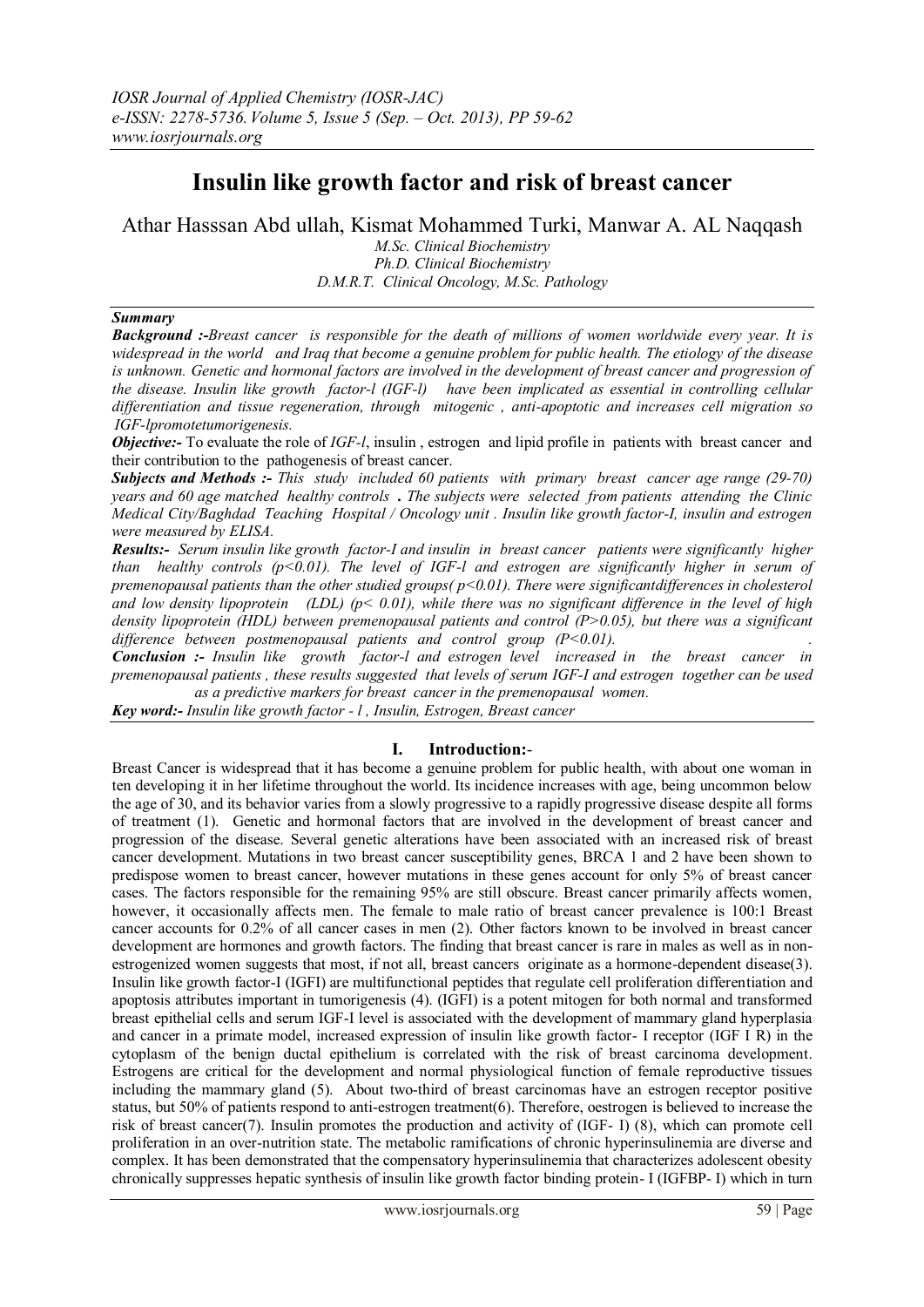# Insulin like growth factor and risk of breast cancer

Athar Hasssan Abd ullah, Kismat Mohammed Turki, Manwar A. AL Naqqash

*M.Sc. Clinical Biochemistry*
*Ph.D. Clinical Biochemistry*
*D.M.R.T. Clinical Oncology, M.Sc. Pathology*

## Summary

***Background :-*** *Breast cancer is responsible for the death of millions of women worldwide every year. It is widespread in the world and Iraq that become a genuine problem for public health. The etiology of the disease is unknown. Genetic and hormonal factors are involved in the development of breast cancer and progression of the disease. Insulin like growth factor-l (IGF-l) have been implicated as essential in controlling cellular differentiation and tissue regeneration, through mitogenic , anti-apoptotic and increases cell migration so IGF-lpromotetumorigenesis.*

***Objective:-*** To evaluate the role of *IGF-l*, insulin , estrogen and lipid profile in patients with breast cancer and their contribution to the pathogenesis of breast cancer.

***Subjects and Methods :-*** *This study included 60 patients with primary breast cancer age range (29-70) years and 60 age matched healthy controls* **.** *The subjects were selected from patients attending the Clinic Medical City/Baghdad Teaching Hospital / Oncology unit . Insulin like growth factor-I, insulin and estrogen were measured by ELISA.*

***Results:-*** *Serum insulin like growth factor-I and insulin in breast cancer patients were significantly higher than healthy controls ($p<0.01$). The level of IGF-l and estrogen are significantly higher in serum of premenopausal patients than the other studied groups( $p<0.01$). There were significantdifferences in cholesterol and low density lipoprotein (LDL) ($p< 0.01$), while there was no significant difference in the level of high density lipoprotein (HDL) between premenopausal patients and control ($P>0.05$), but there was a significant difference between postmenopausal patients and control group ($P<0.01$).*

***Conclusion :-*** *Insulin like growth factor-l and estrogen level increased in the breast cancer in premenopausal patients , these results suggested that levels of serum IGF-I and estrogen together can be used as a predictive markers for breast cancer in the premenopausal women.*

***Key word:-*** *Insulin like growth factor - l , Insulin, Estrogen, Breast cancer*

## I. Introduction:-

Breast Cancer is widespread that it has become a genuine problem for public health, with about one woman in ten developing it in her lifetime throughout the world. Its incidence increases with age, being uncommon below the age of 30, and its behavior varies from a slowly progressive to a rapidly progressive disease despite all forms of treatment (1). Genetic and hormonal factors that are involved in the development of breast cancer and progression of the disease. Several genetic alterations have been associated with an increased risk of breast cancer development. Mutations in two breast cancer susceptibility genes, BRCA 1 and 2 have been shown to predispose women to breast cancer, however mutations in these genes account for only 5% of breast cancer cases. The factors responsible for the remaining 95% are still obscure. Breast cancer primarily affects women, however, it occasionally affects men. The female to male ratio of breast cancer prevalence is 100:1 Breast cancer accounts for 0.2% of all cancer cases in men (2). Other factors known to be involved in breast cancer development are hormones and growth factors. The finding that breast cancer is rare in males as well as in non-estrogenized women suggests that most, if not all, breast cancers originate as a hormone-dependent disease(3). Insulin like growth factor-I (IGFI) are multifunctional peptides that regulate cell proliferation differentiation and apoptosis attributes important in tumorigenesis (4). (IGFI) is a potent mitogen for both normal and transformed breast epithelial cells and serum IGF-I level is associated with the development of mammary gland hyperplasia and cancer in a primate model, increased expression of insulin like growth factor- I receptor (IGF I R) in the cytoplasm of the benign ductal epithelium is correlated with the risk of breast carcinoma development. Estrogens are critical for the development and normal physiological function of female reproductive tissues including the mammary gland (5). About two-third of breast carcinomas have an estrogen receptor positive status, but 50% of patients respond to anti-estrogen treatment(6). Therefore, oestrogen is believed to increase the risk of breast cancer(7). Insulin promotes the production and activity of (IGF- I) (8), which can promote cell proliferation in an over-nutrition state. The metabolic ramifications of chronic hyperinsulinemia are diverse and complex. It has been demonstrated that the compensatory hyperinsulinemia that characterizes adolescent obesity chronically suppresses hepatic synthesis of insulin like growth factor binding protein- I (IGFBP- I) which in turn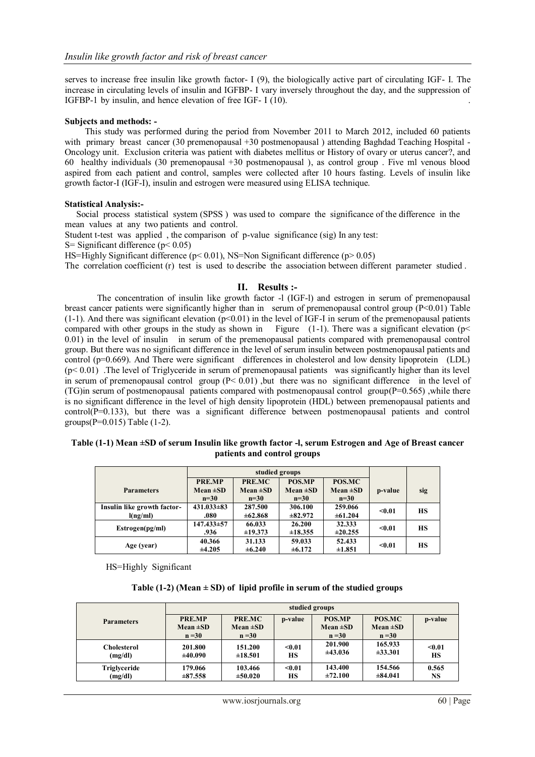serves to increase free insulin like growth factor- I (9), the biologically active part of circulating IGF- I. The increase in circulating levels of insulin and IGFBP- I vary inversely throughout the day, and the suppression of IGFBP-1 by insulin, and hence elevation of free IGF- I (10).

**Subjects and methods: -**

This study was performed during the period from November 2011 to March 2012, included 60 patients with primary breast cancer (30 premenopausal +30 postmenopausal ) attending Baghdad Teaching Hospital - Oncology unit. Exclusion criteria was patient with diabetes mellitus or History of ovary or uterus cancer?, and 60 healthy individuals (30 premenopausal +30 postmenopausal ), as control group . Five ml venous blood aspired from each patient and control, samples were collected after 10 hours fasting. Levels of insulin like growth factor-I (IGF-I), insulin and estrogen were measured using ELISA technique.

**Statistical Analysis:-**

Social process statistical system (SPSS ) was used to compare the significance of the difference in the mean values at any two patients and control.

Student t-test was applied , the comparison of p-value significance (sig) In any test:

S= Significant difference ($p< 0.05$)

HS=Highly Significant difference ($p< 0.01$), NS=Non Significant difference ($p> 0.05$)

The correlation coefficient (r) test is used to describe the association between different parameter studied .

## II. Results :-

The concentration of insulin like growth factor -I (IGF-I) and estrogen in serum of premenopausal breast cancer patients were significantly higher than in serum of premenopausal control group ($P<0.01$) Table (1-1). And there was significant elevation ($p<0.01$) in the level of IGF-I in serum of the premenopausal patients compared with other groups in the study as shown in Figure (1-1). There was a significant elevation ($p< 0.01$) in the level of insulin in serum of the premenopausal patients compared with premenopausal control group. But there was no significant difference in the level of serum insulin between postmenopausal patients and control ($p=0.669$). And There were significant differences in cholesterol and low density lipoprotein (LDL) ($p< 0.01$) .The level of Triglyceride in serum of premenopausal patients was significantly higher than its level in serum of premenopausal control group ($P< 0.01$) ,but there was no significant difference in the level of (TG)in serum of postmenopausal patients compared with postmenopausal control group($P=0.565$) ,while there is no significant difference in the level of high density lipoprotein (HDL) between premenopausal patients and control($P=0.133$), but there was a significant difference between postmenopausal patients and control groups($P=0.015$) Table (1-2).

**Table (1-1) Mean ±SD of serum Insulin like growth factor -I, serum Estrogen and Age of Breast cancer patients and control groups**

| Parameters | studied groups | | | | p-value | sig |
|---|---|---|---|---|---|---|
| | PRE.MP Mean ±SD n=30 | PRE.MC Mean ±SD n=30 | POS.MP Mean ±SD n=30 | POS.MC Mean ±SD n=30 | | |
| Insulin like growth factor-I(ng/ml) | 431.033±83 .080 | 287.500 ±62.868 | 306.100 ±82.972 | 259.066 ±61.204 | <0.01 | HS |
| Estrogen(pg/ml) | 147.433±57 .936 | 66.033 ±19.373 | 26.200 ±18.355 | 32.333 ±20.255 | <0.01 | HS |
| Age (year) | 40.366 ±4.205 | 31.133 ±6.240 | 59.033 ±6.172 | 52.433 ±1.851 | <0.01 | HS |

HS=Highly Significant

**Table (1-2) (Mean ± SD) of lipid profile in serum of the studied groups**

| Parameters | studied groups | | | | | |
|---|---|---|---|---|---|---|
| | PRE.MP Mean ±SD n =30 | PRE.MC Mean ±SD n =30 | p-value | POS.MP Mean ±SD n =30 | POS.MC Mean ±SD n =30 | p-value |
| Cholesterol (mg/dl) | 201.800 ±40.090 | 151.200 ±18.501 | <0.01 HS | 201.900 ±43.036 | 165.933 ±33.301 | <0.01 HS |
| Triglyceride (mg/dl) | 179.066 ±87.558 | 103.466 ±50.020 | <0.01 HS | 143.400 ±72.100 | 154.566 ±84.041 | 0.565 NS |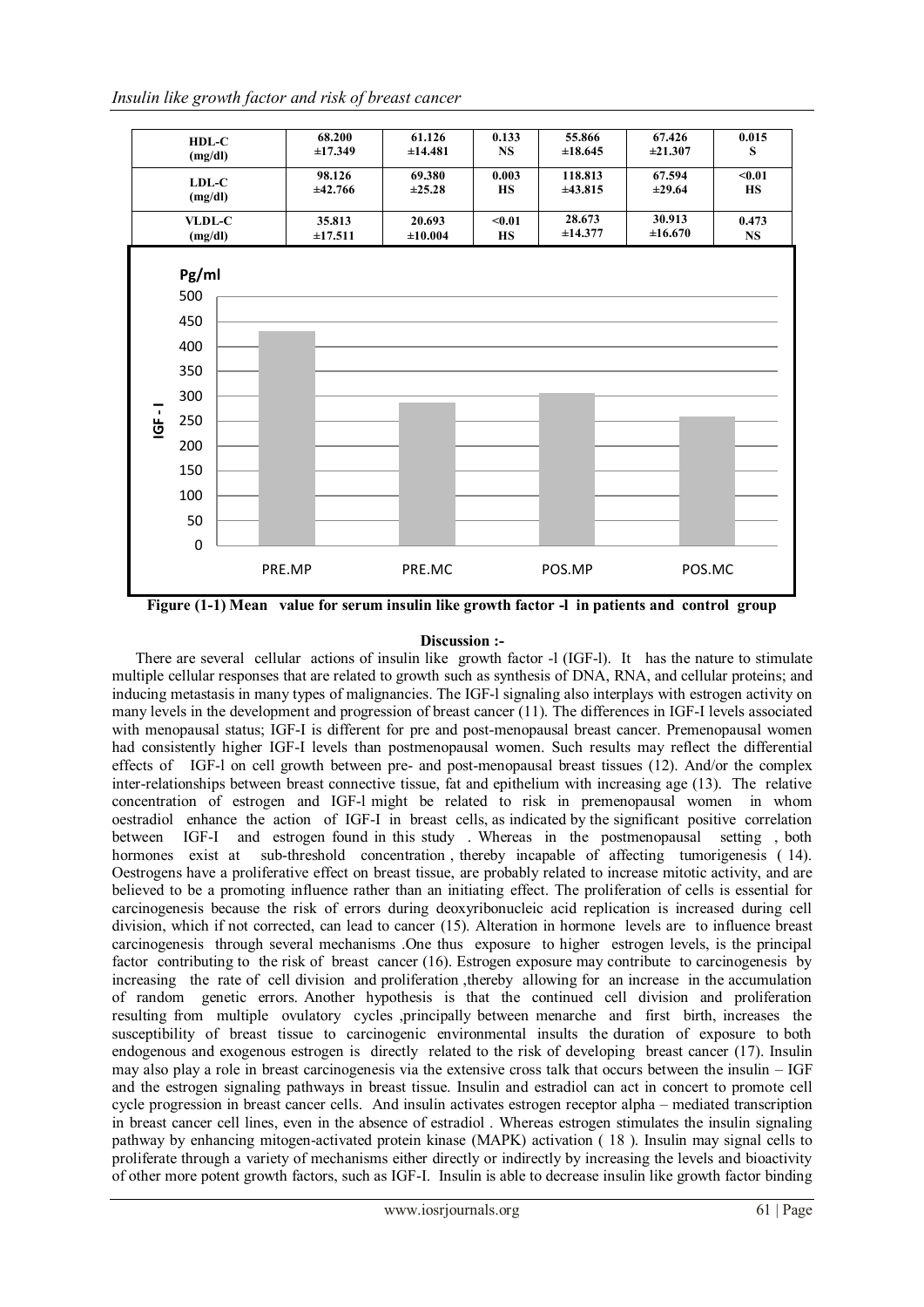| HDL-C (mg/dl) | 68.200 ±17.349 | 61.126 ±14.481 | 0.133 NS | 55.866 ±18.645 | 67.426 ±21.307 | 0.015 S |
|---|---|---|---|---|---|---|
| LDL-C (mg/dl) | 98.126 ±42.766 | 69.380 ±25.28 | 0.003 HS | 118.813 ±43.815 | 67.594 ±29.64 | <0.01 HS |
| VLDL-C (mg/dl) | 35.813 ±17.511 | 20.693 ±10.004 | <0.01 HS | 28.673 ±14.377 | 30.913 ±16.670 | 0.473 NS |

**Figure (1-1) Mean value for serum insulin like growth factor -l in patients and control group**

### Discussion :-

There are several cellular actions of insulin like growth factor -l (IGF-l). It has the nature to stimulate multiple cellular responses that are related to growth such as synthesis of DNA, RNA, and cellular proteins; and inducing metastasis in many types of malignancies. The IGF-l signaling also interplays with estrogen activity on many levels in the development and progression of breast cancer (11). The differences in IGF-I levels associated with menopausal status; IGF-I is different for pre and post-menopausal breast cancer. Premenopausal women had consistently higher IGF-I levels than postmenopausal women. Such results may reflect the differential effects of IGF-l on cell growth between pre- and post-menopausal breast tissues (12). And/or the complex inter-relationships between breast connective tissue, fat and epithelium with increasing age (13). The relative concentration of estrogen and IGF-l might be related to risk in premenopausal women in whom oestradiol enhance the action of IGF-I in breast cells, as indicated by the significant positive correlation between IGF-I and estrogen found in this study . Whereas in the postmenopausal setting , both hormones exist at sub-threshold concentration , thereby incapable of affecting tumorigenesis ( 14). Oestrogens have a proliferative effect on breast tissue, are probably related to increase mitotic activity, and are believed to be a promoting influence rather than an initiating effect. The proliferation of cells is essential for carcinogenesis because the risk of errors during deoxyribonucleic acid replication is increased during cell division, which if not corrected, can lead to cancer (15). Alteration in hormone levels are to influence breast carcinogenesis through several mechanisms .One thus exposure to higher estrogen levels, is the principal factor contributing to the risk of breast cancer (16). Estrogen exposure may contribute to carcinogenesis by increasing the rate of cell division and proliferation ,thereby allowing for an increase in the accumulation of random genetic errors. Another hypothesis is that the continued cell division and proliferation resulting from multiple ovulatory cycles ,principally between menarche and first birth, increases the susceptibility of breast tissue to carcinogenic environmental insults the duration of exposure to both endogenous and exogenous estrogen is directly related to the risk of developing breast cancer (17). Insulin may also play a role in breast carcinogenesis via the extensive cross talk that occurs between the insulin – IGF and the estrogen signaling pathways in breast tissue. Insulin and estradiol can act in concert to promote cell cycle progression in breast cancer cells. And insulin activates estrogen receptor alpha – mediated transcription in breast cancer cell lines, even in the absence of estradiol . Whereas estrogen stimulates the insulin signaling pathway by enhancing mitogen-activated protein kinase (MAPK) activation ( 18 ). Insulin may signal cells to proliferate through a variety of mechanisms either directly or indirectly by increasing the levels and bioactivity of other more potent growth factors, such as IGF-I. Insulin is able to decrease insulin like growth factor binding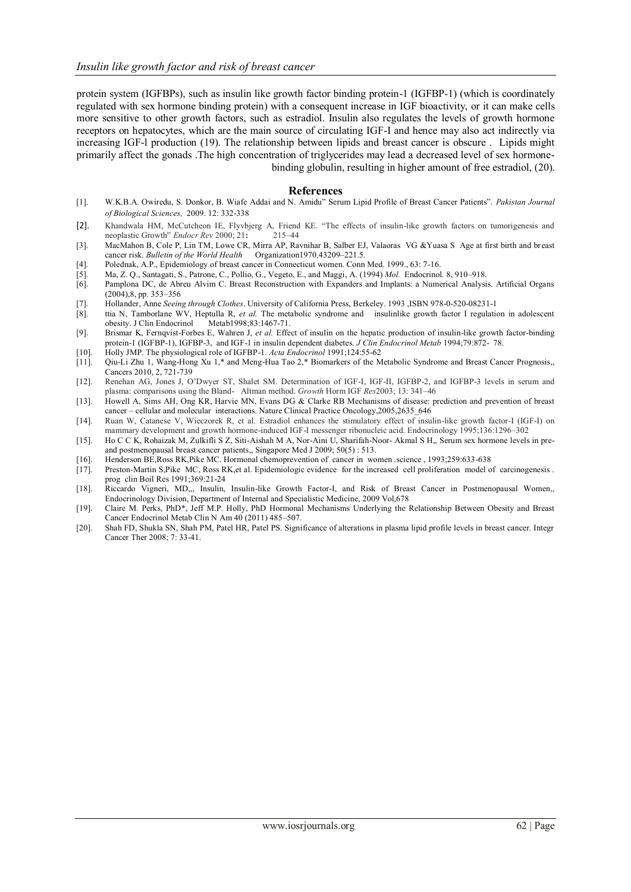protein system (IGFBPs), such as insulin like growth factor binding protein-1 (IGFBP-1) (which is coordinately regulated with sex hormone binding protein) with a consequent increase in IGF bioactivity, or it can make cells more sensitive to other growth factors, such as estradiol. Insulin also regulates the levels of growth hormone receptors on hepatocytes, which are the main source of circulating IGF-I and hence may also act indirectly via increasing IGF-l production (19). The relationship between lipids and breast cancer is obscure . Lipids might primarily affect the gonads .The high concentration of triglycerides may lead a decreased level of sex hormone-binding globulin, resulting in higher amount of free estradiol, (20).

## References

[1]. W.K.B.A. Owiredu, S. Donkor, B. Wiafe Addai and N. Amidu" Serum Lipid Profile of Breast Cancer Patients". *Pakistan Journal of Biological Sciences,* 2009. 12: 332-338

[2]. Khandwala HM, McCutcheon IE, Flyvbjerg A, Friend KE. "The effects of insulin-like growth factors on tumorigenesis and neoplastic Growth" *Endocr Rev* 2000; 21**:** 215–44

[3]. MacMahon B, Cole P, Lin TM, Lowe CR, Mirra AP, Ravnihar B, Salber EJ, Valaoras VG &Yuasa S Age at first birth and breast cancer risk. *Bulletin of the World Health* Organization1970,43209–221.5.

[4]. Polednak, A.P., Epidemiology of breast cancer in Connecticut women. Conn Med. 1999., 63: 7-16.

[5]. Ma, Z. Q., Santagati, S., Patrone, C., Pollio, G., Vegeto, E., and Maggi, A. (1994) *Mol.* Endocrinol. 8, 910–918.

[6]. Pamplona DC, de Abreu Alvim C. Breast Reconstruction with Expanders and Implants: a Numerical Analysis. Artificial Organs (2004),8, pp. 353–356

[7]. Hollander, Anne *Seeing through Clothes*. University of California Press, Berkeley. 1993 ,ISBN 978-0-520-08231-1

[8]. ttia N, Tamborlane WV, Heptulla R, *et al.* The metabolic syndrome and insulinlike growth factor I regulation in adolescent obesity. J Clin Endocrinol Metab1998;83:1467-71.

[9]. Brismar K, Fernqvist-Forbes E, Wahren J, *et al.* Effect of insulin on the hepatic production of insulin-like growth factor-binding protein-1 (IGFBP-1), IGFBP-3, and IGF-1 in insulin dependent diabetes. *J Clin Endocrinol Metab* 1994;79:872- 78.

[10]. Holly JMP. The physiological role of IGFBP-1. *Acta Endocrinol* 1991;124:55-62

[11]. Qiu-Li Zhu 1, Wang-Hong Xu 1,* and Meng-Hua Tao 2,* Biomarkers of the Metabolic Syndrome and Breast Cancer Prognosis,, Cancers 2010, 2, 721-739

[12]. Renehan AG, Jones J, O'Dwyer ST, Shalet SM. Determination of IGF-I, IGF-II, IGFBP-2, and IGFBP-3 levels in serum and plasma: comparisons using the Bland- Altman method. *Growth* Horm IGF *Res*2003; 13: 341–46

[13]. Howell A, Sims AH, Ong KR, Harvie MN, Evans DG & Clarke RB Mechanisms of disease: prediction and prevention of breast cancer – cellular and molecular interactions. Nature Clinical Practice Oncology,2005,2635_646

[14]. Ruan W, Catanese V, Wieczorek R, et al. Estradiol enhances the stimulatory effect of insulin-like growth factor-I (IGF-I) on mammary development and growth hormone-induced IGF-I messenger ribonucleic acid. Endocrinology 1995;136:1296–302

[15]. Ho C C K, Rohaizak M, Zulkifli S Z, Siti-Aishah M A, Nor-Aini U, Sharifah-Noor- Akmal S H,, Serum sex hormone levels in pre-and postmenopausal breast cancer patients,, Singapore Med J 2009; 50(5) : 513.

[16]. Henderson BE,Ross RK,Pike MC. Hormonal chemoprevention of cancer in women .science , 1993;259:633-638

[17]. Preston-Martin S,Pike MC, Ross RK,et al. Epidemiologic evidence for the increased cell proliferation model of carcinogenesis . prog clin Boil Res 1991;369:21-24

[18]. Riccardo Vigneri, MD,,, Insulin, Insulin-like Growth Factor-I, and Risk of Breast Cancer in Postmenopausal Women,, Endocrinology Division, Department of Internal and Specialistic Medicine, 2009 Vol,678

[19]. Claire M. Perks, PhD*, Jeff M.P. Holly, PhD Hormonal Mechanisms Underlying the Relationship Between Obesity and Breast Cancer Endocrinol Metab Clin N Am 40 (2011) 485–507.

[20]. Shah FD, Shukla SN, Shah PM, Patel HR, Patel PS. Significance of alterations in plasma lipid profile levels in breast cancer. Integr Cancer Ther 2008; 7: 33-41.